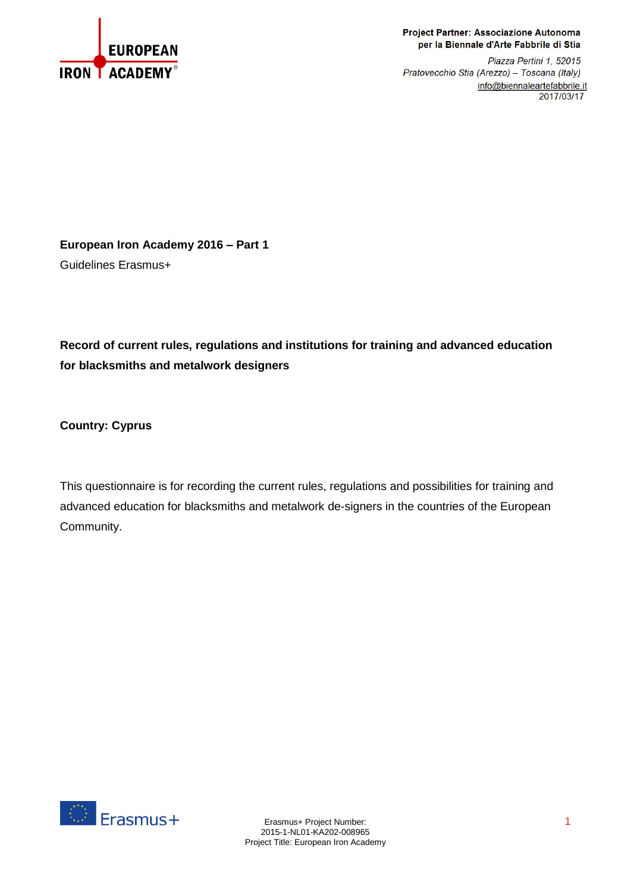**Project Partner: Associazione Autonoma per la Biennale d'Arte Fabbrile di Stia**

*Piazza Pertini 1, 52015*
*Pratovecchio Stia (Arezzo) – Toscana (Italy)*
info@biennaleartefabbrile.it
2017/03/17

**European Iron Academy 2016 – Part 1**

Guidelines Erasmus+

**Record of current rules, regulations and institutions for training and advanced education for blacksmiths and metalwork designers**

**Country: Cyprus**

This questionnaire is for recording the current rules, regulations and possibilities for training and advanced education for blacksmiths and metalwork de-signers in the countries of the European Community.

Erasmus+ Project Number:
2015-1-NL01-KA202-008965
Project Title: European Iron Academy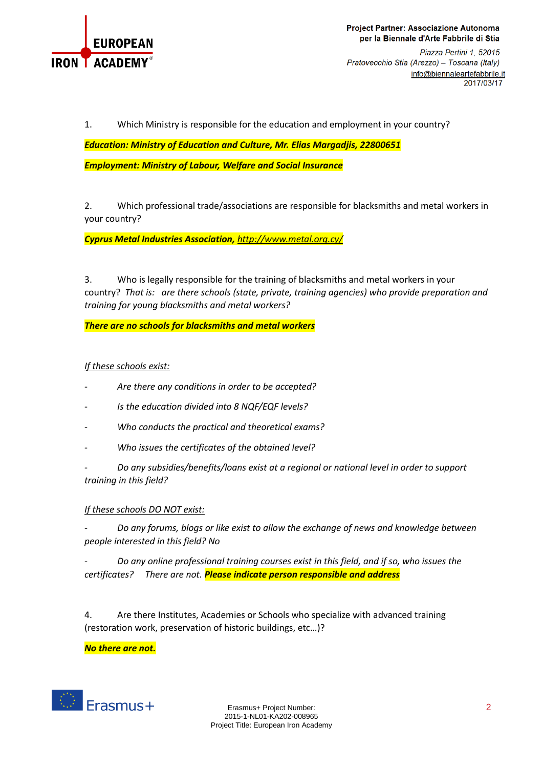1. Which Ministry is responsible for the education and employment in your country?

***Education: Ministry of Education and Culture, Mr. Elias Margadjis, 22800651***

***Employment: Ministry of Labour, Welfare and Social Insurance***

2. Which professional trade/associations are responsible for blacksmiths and metal workers in your country?

***Cyprus Metal Industries Association, http://www.metal.org.cy/***

3. Who is legally responsible for the training of blacksmiths and metal workers in your country? *That is: are there schools (state, private, training agencies) who provide preparation and training for young blacksmiths and metal workers?*

***There are no schools for blacksmiths and metal workers***

*If these schools exist:*

- *Are there any conditions in order to be accepted?*
- *Is the education divided into 8 NQF/EQF levels?*
- *Who conducts the practical and theoretical exams?*
- *Who issues the certificates of the obtained level?*
- *Do any subsidies/benefits/loans exist at a regional or national level in order to support training in this field?*

*If these schools DO NOT exist:*

- *Do any forums, blogs or like exist to allow the exchange of news and knowledge between people interested in this field? No*
- *Do any online professional training courses exist in this field, and if so, who issues the certificates? There are not.* ***Please indicate person responsible and address***

4. Are there Institutes, Academies or Schools who specialize with advanced training (restoration work, preservation of historic buildings, etc…)?

***No there are not.***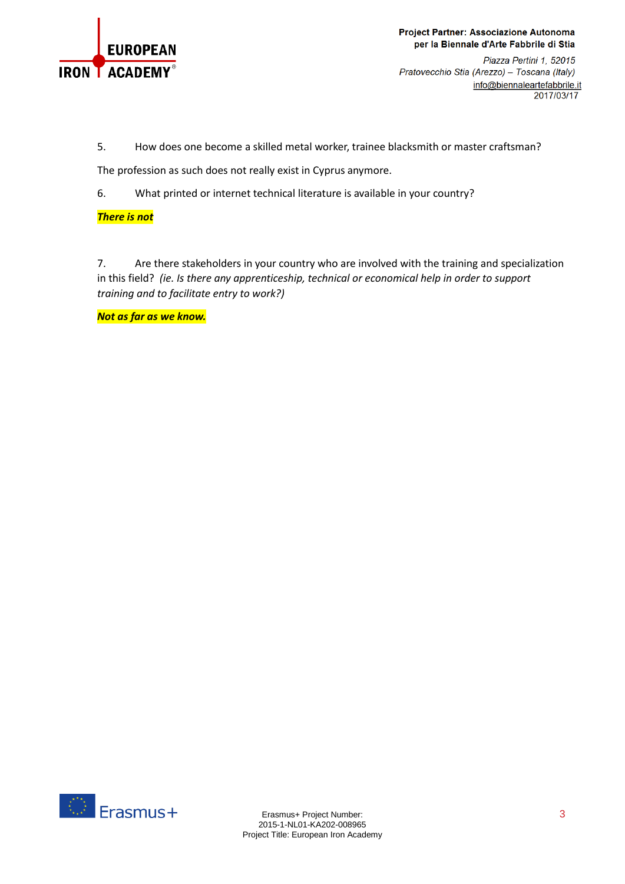5. How does one become a skilled metal worker, trainee blacksmith or master craftsman?

The profession as such does not really exist in Cyprus anymore.

6. What printed or internet technical literature is available in your country?

***There is not***

7. Are there stakeholders in your country who are involved with the training and specialization in this field? *(ie. Is there any apprenticeship, technical or economical help in order to support training and to facilitate entry to work?)*

***Not as far as we know.***